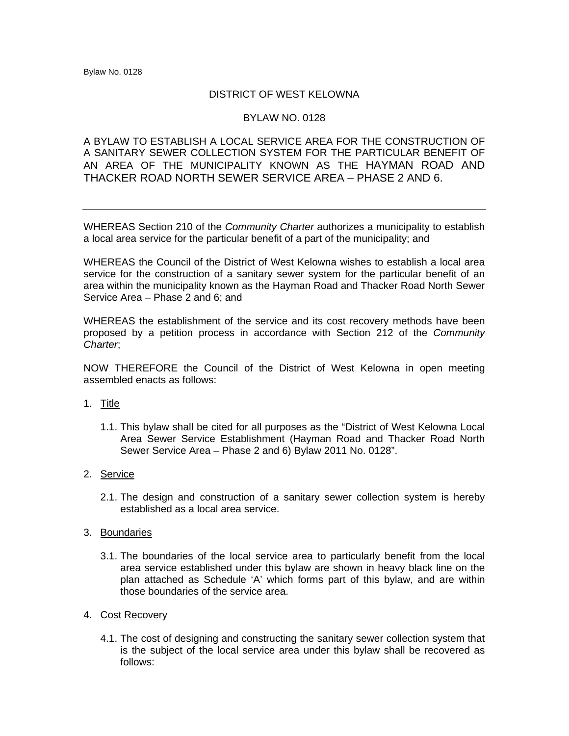# DISTRICT OF WEST KELOWNA

## BYLAW NO. 0128

A BYLAW TO ESTABLISH A LOCAL SERVICE AREA FOR THE CONSTRUCTION OF A SANITARY SEWER COLLECTION SYSTEM FOR THE PARTICULAR BENEFIT OF AN AREA OF THE MUNICIPALITY KNOWN AS THE HAYMAN ROAD AND THACKER ROAD NORTH SEWER SERVICE AREA – PHASE 2 AND 6.

---

WHEREAS Section 210 of the *Community Charter* authorizes a municipality to establish a local area service for the particular benefit of a part of the municipality; and

WHEREAS the Council of the District of West Kelowna wishes to establish a local area service for the construction of a sanitary sewer system for the particular benefit of an area within the municipality known as the Hayman Road and Thacker Road North Sewer Service Area – Phase 2 and 6; and

WHEREAS the establishment of the service and its cost recovery methods have been proposed by a petition process in accordance with Section 212 of the *Community Charter*;

NOW THEREFORE the Council of the District of West Kelowna in open meeting assembled enacts as follows:

1. Title

   1.1. This bylaw shall be cited for all purposes as the "District of West Kelowna Local Area Sewer Service Establishment (Hayman Road and Thacker Road North Sewer Service Area – Phase 2 and 6) Bylaw 2011 No. 0128".

2. Service

   2.1. The design and construction of a sanitary sewer collection system is hereby established as a local area service.

3. Boundaries

   3.1. The boundaries of the local service area to particularly benefit from the local area service established under this bylaw are shown in heavy black line on the plan attached as Schedule 'A' which forms part of this bylaw, and are within those boundaries of the service area.

4. Cost Recovery

   4.1. The cost of designing and constructing the sanitary sewer collection system that is the subject of the local service area under this bylaw shall be recovered as follows: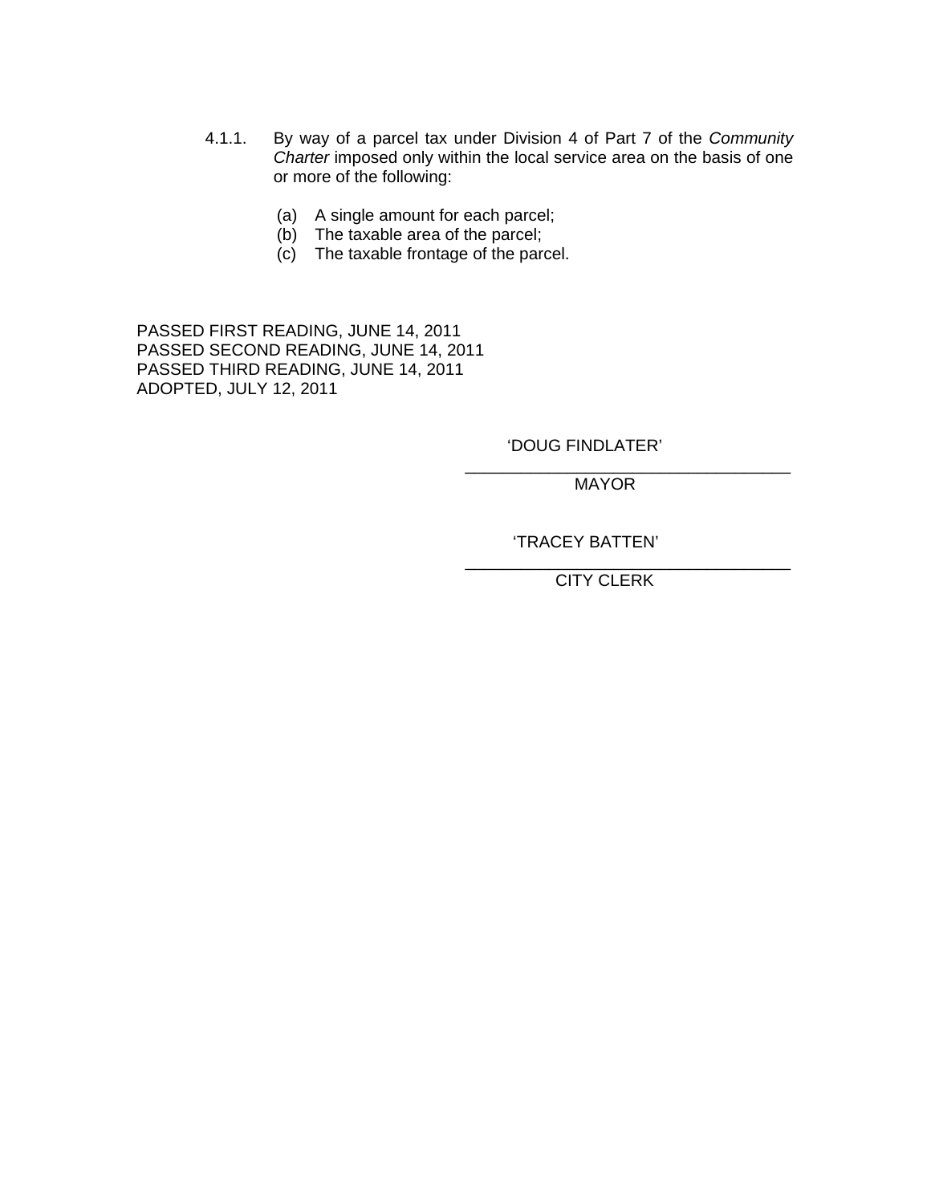4.1.1. By way of a parcel tax under Division 4 of Part 7 of the *Community Charter* imposed only within the local service area on the basis of one or more of the following:

(a) A single amount for each parcel;
(b) The taxable area of the parcel;
(c) The taxable frontage of the parcel.

PASSED FIRST READING, JUNE 14, 2011
PASSED SECOND READING, JUNE 14, 2011
PASSED THIRD READING, JUNE 14, 2011
ADOPTED, JULY 12, 2011

'DOUG FINDLATER'
\_\_\_\_\_\_\_\_\_\_\_\_\_\_\_\_\_\_\_\_\_\_\_\_\_\_\_\_\_\_\_\_\_\_\_
MAYOR

'TRACEY BATTEN'
\_\_\_\_\_\_\_\_\_\_\_\_\_\_\_\_\_\_\_\_\_\_\_\_\_\_\_\_\_\_\_\_\_\_\_
CITY CLERK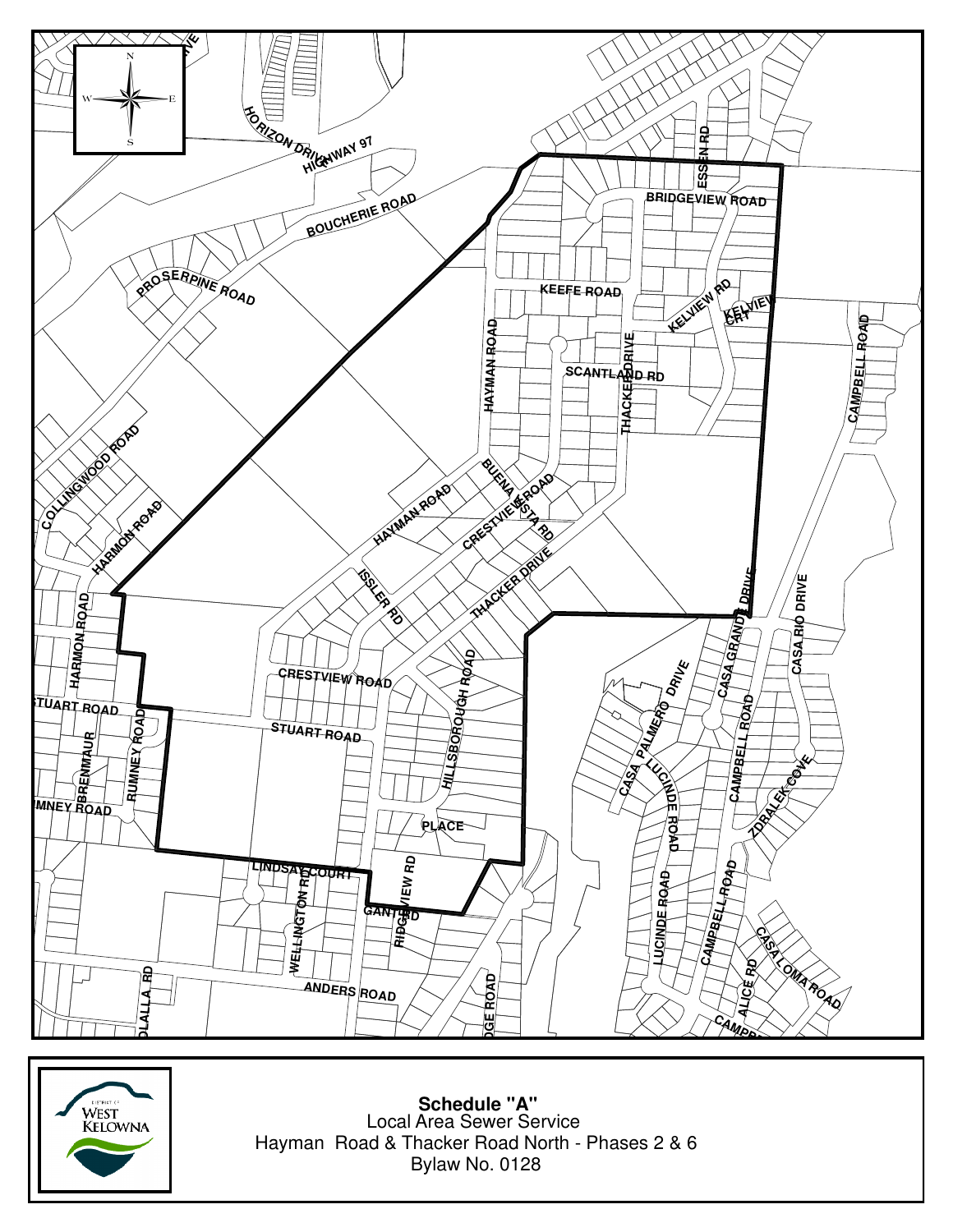HORIZON DRIVE

HIGHWAY 97

BOUCHERIE ROAD

PROSERPINE ROAD

ESSEN RD

BRIDGEVIEW ROAD

KEEFE ROAD

KELVIEW RD

KELVIEW CRT

CAMPBELL ROAD

HAYMAN ROAD

SCANTLAND RD

THACKER DRIVE

COLLINGWOOD ROAD

HARMON ROAD

HAYMAN ROAD

BUENA VISTA RD

CRESTVIEW ROAD

ISSLER RD

THACKER DRIVE

HARMON ROAD

CRESTVIEW ROAD

HILLSBOROUGH ROAD

CASA GRANDE DRIVE

CASA RIO DRIVE

CASA PALMERO DRIVE

STUART ROAD

STUART ROAD

BRENMAUR

RUMNEY ROAD

RUMNEY ROAD

PLACE

LUCINDE ROAD

CAMPBELL ROAD

ZDRALEK COVE

LINDSAY COURT

WELLINGTON RD

GANT RD

RIDGEVIEW RD

LUCINDE ROAD

CAMPBELL ROAD

CASA LOMA ROAD

ALICE RD

OLALLA RD

ANDERS ROAD

RIDGE ROAD

CAMPBELL

DISTRICT OF WEST KELOWNA

**Schedule "A"**

Local Area Sewer Service

Hayman Road & Thacker Road North - Phases 2 & 6

Bylaw No. 0128